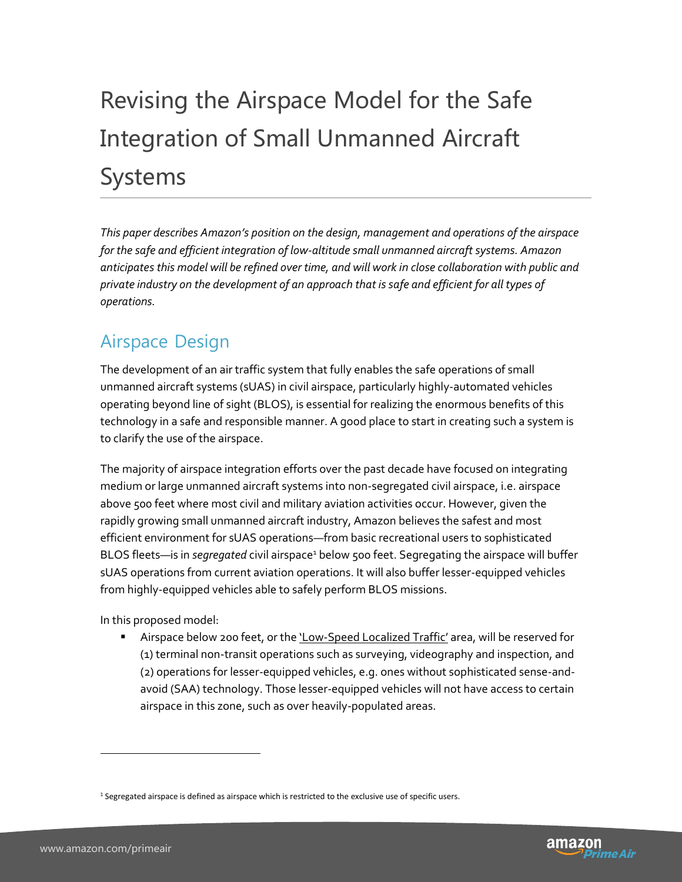# Revising the Airspace Model for the Safe Integration of Small Unmanned Aircraft Systems

*This paper describes Amazon's position on the design, management and operations of the airspace for the safe and efficient integration of low-altitude small unmanned aircraft systems. Amazon anticipates this model will be refined over time, and will work in close collaboration with public and private industry on the development of an approach that is safe and efficient for all types of operations.*

## Airspace Design

The development of an air traffic system that fully enables the safe operations of small unmanned aircraft systems (sUAS) in civil airspace, particularly highly-automated vehicles operating beyond line of sight (BLOS), is essential for realizing the enormous benefits of this technology in a safe and responsible manner. A good place to start in creating such a system is to clarify the use of the airspace.

The majority of airspace integration efforts over the past decade have focused on integrating medium or large unmanned aircraft systems into non-segregated civil airspace, i.e. airspace above 500 feet where most civil and military aviation activities occur. However, given the rapidly growing small unmanned aircraft industry, Amazon believes the safest and most efficient environment for sUAS operations—from basic recreational users to sophisticated BLOS fleets—is in *segregated* civil airspace[1] below 500 feet. Segregating the airspace will buffer sUAS operations from current aviation operations. It will also buffer lesser-equipped vehicles from highly-equipped vehicles able to safely perform BLOS missions.

In this proposed model:

- Airspace below 200 feet, or the 'Low-Speed Localized Traffic' area, will be reserved for (1) terminal non-transit operations such as surveying, videography and inspection, and (2) operations for lesser-equipped vehicles, e.g. ones without sophisticated sense-and-avoid (SAA) technology. Those lesser-equipped vehicles will not have access to certain airspace in this zone, such as over heavily-populated areas.

[1] Segregated airspace is defined as airspace which is restricted to the exclusive use of specific users.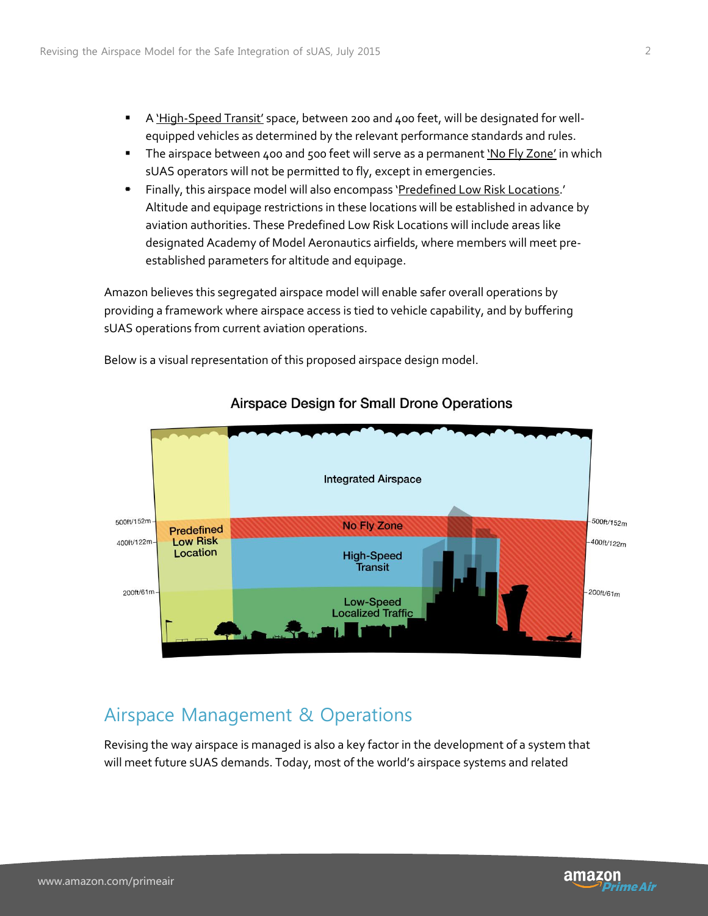- A 'High-Speed Transit' space, between 200 and 400 feet, will be designated for well-equipped vehicles as determined by the relevant performance standards and rules.
- The airspace between 400 and 500 feet will serve as a permanent 'No Fly Zone' in which sUAS operators will not be permitted to fly, except in emergencies.
- Finally, this airspace model will also encompass 'Predefined Low Risk Locations.' Altitude and equipage restrictions in these locations will be established in advance by aviation authorities. These Predefined Low Risk Locations will include areas like designated Academy of Model Aeronautics airfields, where members will meet pre-established parameters for altitude and equipage.

Amazon believes this segregated airspace model will enable safer overall operations by providing a framework where airspace access is tied to vehicle capability, and by buffering sUAS operations from current aviation operations.

Below is a visual representation of this proposed airspace design model.

Airspace Design for Small Drone Operations

## Airspace Management & Operations

Revising the way airspace is managed is also a key factor in the development of a system that will meet future sUAS demands. Today, most of the world's airspace systems and related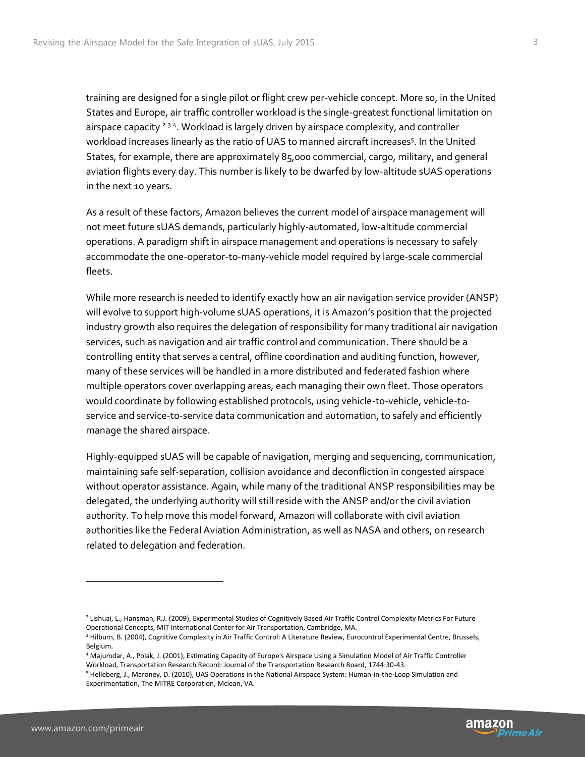training are designed for a single pilot or flight crew per-vehicle concept. More so, in the United States and Europe, air traffic controller workload is the single-greatest functional limitation on airspace capacity [2] [3] [4]. Workload is largely driven by airspace complexity, and controller workload increases linearly as the ratio of UAS to manned aircraft increases[5]. In the United States, for example, there are approximately 85,000 commercial, cargo, military, and general aviation flights every day. This number is likely to be dwarfed by low-altitude sUAS operations in the next 10 years.

As a result of these factors, Amazon believes the current model of airspace management will not meet future sUAS demands, particularly highly-automated, low-altitude commercial operations. A paradigm shift in airspace management and operations is necessary to safely accommodate the one-operator-to-many-vehicle model required by large-scale commercial fleets.

While more research is needed to identify exactly how an air navigation service provider (ANSP) will evolve to support high-volume sUAS operations, it is Amazon's position that the projected industry growth also requires the delegation of responsibility for many traditional air navigation services, such as navigation and air traffic control and communication. There should be a controlling entity that serves a central, offline coordination and auditing function, however, many of these services will be handled in a more distributed and federated fashion where multiple operators cover overlapping areas, each managing their own fleet. Those operators would coordinate by following established protocols, using vehicle-to-vehicle, vehicle-to-service and service-to-service data communication and automation, to safely and efficiently manage the shared airspace.

Highly-equipped sUAS will be capable of navigation, merging and sequencing, communication, maintaining safe self-separation, collision avoidance and deconfliction in congested airspace without operator assistance. Again, while many of the traditional ANSP responsibilities may be delegated, the underlying authority will still reside with the ANSP and/or the civil aviation authority. To help move this model forward, Amazon will collaborate with civil aviation authorities like the Federal Aviation Administration, as well as NASA and others, on research related to delegation and federation.

---

[2] Lishuai, L., Hansman, R.J. (2009), Experimental Studies of Cognitively Based Air Traffic Control Complexity Metrics For Future Operational Concepts, MIT International Center for Air Transportation, Cambridge, MA.

[3] Hilburn, B. (2004), Cognitive Complexity in Air Traffic Control: A Literature Review, Eurocontrol Experimental Centre, Brussels, Belgium.

[4] Majumdar, A., Polak, J. (2001), Estimating Capacity of Europe's Airspace Using a Simulation Model of Air Traffic Controller Workload, Transportation Research Record: Journal of the Transportation Research Board, 1744:30-43.

[5] Helleberg, J., Maroney, D. (2010), UAS Operations in the National Airspace System: Human-in-the-Loop Simulation and Experimentation, The MITRE Corporation, Mclean, VA.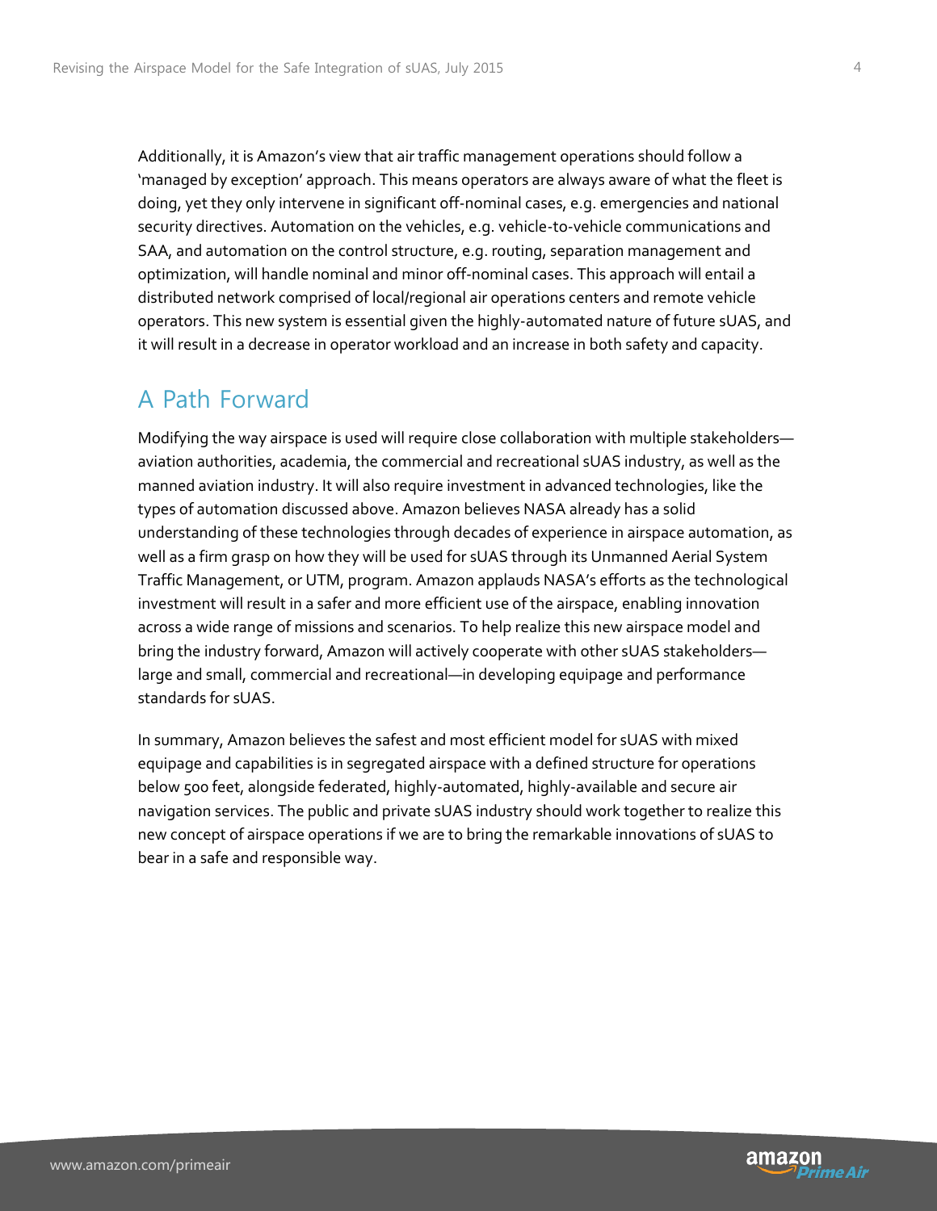Additionally, it is Amazon's view that air traffic management operations should follow a 'managed by exception' approach. This means operators are always aware of what the fleet is doing, yet they only intervene in significant off-nominal cases, e.g. emergencies and national security directives. Automation on the vehicles, e.g. vehicle-to-vehicle communications and SAA, and automation on the control structure, e.g. routing, separation management and optimization, will handle nominal and minor off-nominal cases. This approach will entail a distributed network comprised of local/regional air operations centers and remote vehicle operators. This new system is essential given the highly-automated nature of future sUAS, and it will result in a decrease in operator workload and an increase in both safety and capacity.

## A Path Forward

Modifying the way airspace is used will require close collaboration with multiple stakeholders—aviation authorities, academia, the commercial and recreational sUAS industry, as well as the manned aviation industry. It will also require investment in advanced technologies, like the types of automation discussed above. Amazon believes NASA already has a solid understanding of these technologies through decades of experience in airspace automation, as well as a firm grasp on how they will be used for sUAS through its Unmanned Aerial System Traffic Management, or UTM, program. Amazon applauds NASA's efforts as the technological investment will result in a safer and more efficient use of the airspace, enabling innovation across a wide range of missions and scenarios. To help realize this new airspace model and bring the industry forward, Amazon will actively cooperate with other sUAS stakeholders—large and small, commercial and recreational—in developing equipage and performance standards for sUAS.

In summary, Amazon believes the safest and most efficient model for sUAS with mixed equipage and capabilities is in segregated airspace with a defined structure for operations below 500 feet, alongside federated, highly-automated, highly-available and secure air navigation services. The public and private sUAS industry should work together to realize this new concept of airspace operations if we are to bring the remarkable innovations of sUAS to bear in a safe and responsible way.